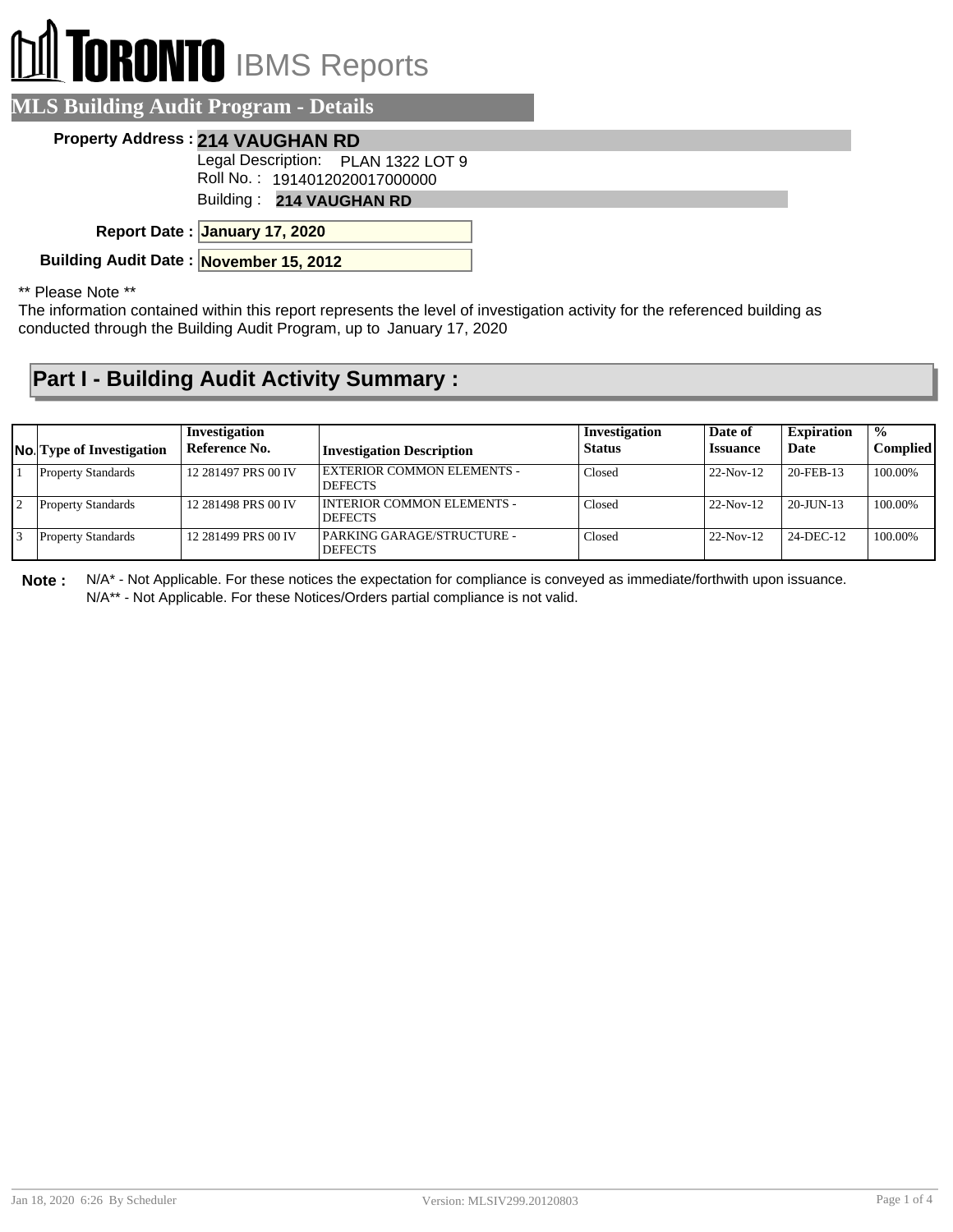# TORONTO IBMS Reports

## MLS Building Audit Program - Details

**Property Address :** **214 VAUGHAN RD**

Legal Description: PLAN 1322 LOT 9

Roll No. : 1914012020017000000

Building : **214 VAUGHAN RD**

**Report Date :** **January 17, 2020**

**Building Audit Date :** **November 15, 2012**

** Please Note **

The information contained within this report represents the level of investigation activity for the referenced building as conducted through the Building Audit Program, up to January 17, 2020

## Part I - Building Audit Activity Summary :

| No. | Type of Investigation | Investigation Reference No. | Investigation Description | Investigation Status | Date of Issuance | Expiration Date | % Complied |
|---|---|---|---|---|---|---|---|
| 1 | Property Standards | 12 281497 PRS 00 IV | EXTERIOR COMMON ELEMENTS - DEFECTS | Closed | 22-Nov-12 | 20-FEB-13 | 100.00% |
| 2 | Property Standards | 12 281498 PRS 00 IV | INTERIOR COMMON ELEMENTS - DEFECTS | Closed | 22-Nov-12 | 20-JUN-13 | 100.00% |
| 3 | Property Standards | 12 281499 PRS 00 IV | PARKING GARAGE/STRUCTURE - DEFECTS | Closed | 22-Nov-12 | 24-DEC-12 | 100.00% |

**Note :** N/A* - Not Applicable. For these notices the expectation for compliance is conveyed as immediate/forthwith upon issuance.
N/A** - Not Applicable. For these Notices/Orders partial compliance is not valid.

Jan 18, 2020 6:26 By Scheduler — Version: MLSIV299.20120803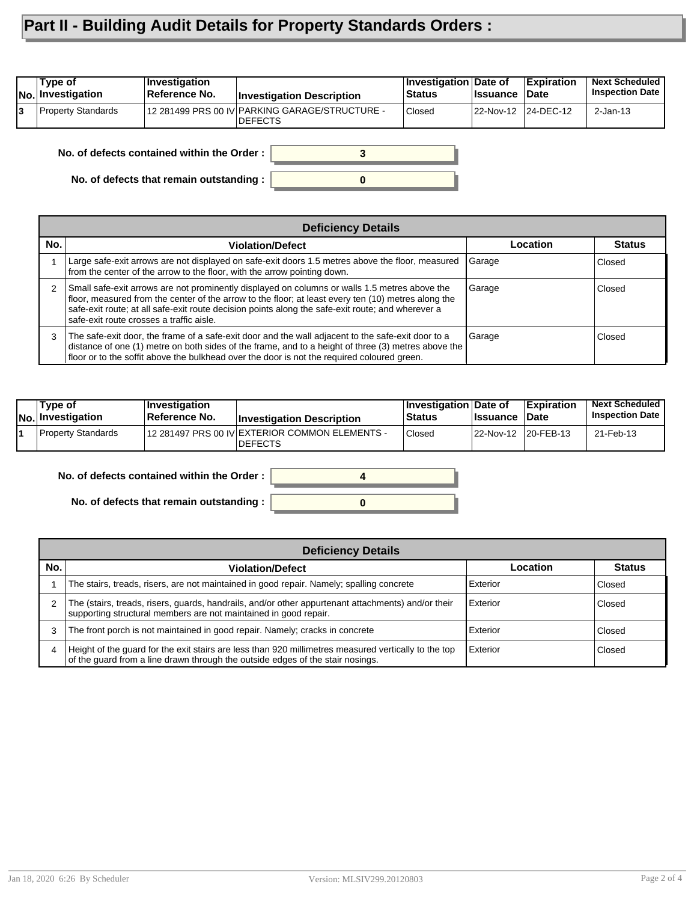# Part II - Building Audit Details for Property Standards Orders :

| No. | Type of Investigation | Investigation Reference No. | Investigation Description | Investigation Status | Date of Issuance | Expiration Date | Next Scheduled Inspection Date |
|---|---|---|---|---|---|---|---|
| 3 | Property Standards | 12 281499 PRS 00 IV | PARKING GARAGE/STRUCTURE - DEFECTS | Closed | 22-Nov-12 | 24-DEC-12 | 2-Jan-13 |

**No. of defects contained within the Order :** 3

**No. of defects that remain outstanding :** 0

| Deficiency Details | | | |
|---|---|---|---|
| **No.** | **Violation/Defect** | **Location** | **Status** |
| 1 | Large safe-exit arrows are not displayed on safe-exit doors 1.5 metres above the floor, measured from the center of the arrow to the floor, with the arrow pointing down. | Garage | Closed |
| 2 | Small safe-exit arrows are not prominently displayed on columns or walls 1.5 metres above the floor, measured from the center of the arrow to the floor; at least every ten (10) metres along the safe-exit route; at all safe-exit route decision points along the safe-exit route; and wherever a safe-exit route crosses a traffic aisle. | Garage | Closed |
| 3 | The safe-exit door, the frame of a safe-exit door and the wall adjacent to the safe-exit door to a distance of one (1) metre on both sides of the frame, and to a height of three (3) metres above the floor or to the soffit above the bulkhead over the door is not the required coloured green. | Garage | Closed |

| No. | Type of Investigation | Investigation Reference No. | Investigation Description | Investigation Status | Date of Issuance | Expiration Date | Next Scheduled Inspection Date |
|---|---|---|---|---|---|---|---|
| 1 | Property Standards | 12 281497 PRS 00 IV | EXTERIOR COMMON ELEMENTS - DEFECTS | Closed | 22-Nov-12 | 20-FEB-13 | 21-Feb-13 |

**No. of defects contained within the Order :** 4

**No. of defects that remain outstanding :** 0

| Deficiency Details | | | |
|---|---|---|---|
| **No.** | **Violation/Defect** | **Location** | **Status** |
| 1 | The stairs, treads, risers, are not maintained in good repair. Namely; spalling concrete | Exterior | Closed |
| 2 | The (stairs, treads, risers, guards, handrails, and/or other appurtenant attachments) and/or their supporting structural members are not maintained in good repair. | Exterior | Closed |
| 3 | The front porch is not maintained in good repair. Namely; cracks in concrete | Exterior | Closed |
| 4 | Height of the guard for the exit stairs are less than 920 millimetres measured vertically to the top of the guard from a line drawn through the outside edges of the stair nosings. | Exterior | Closed |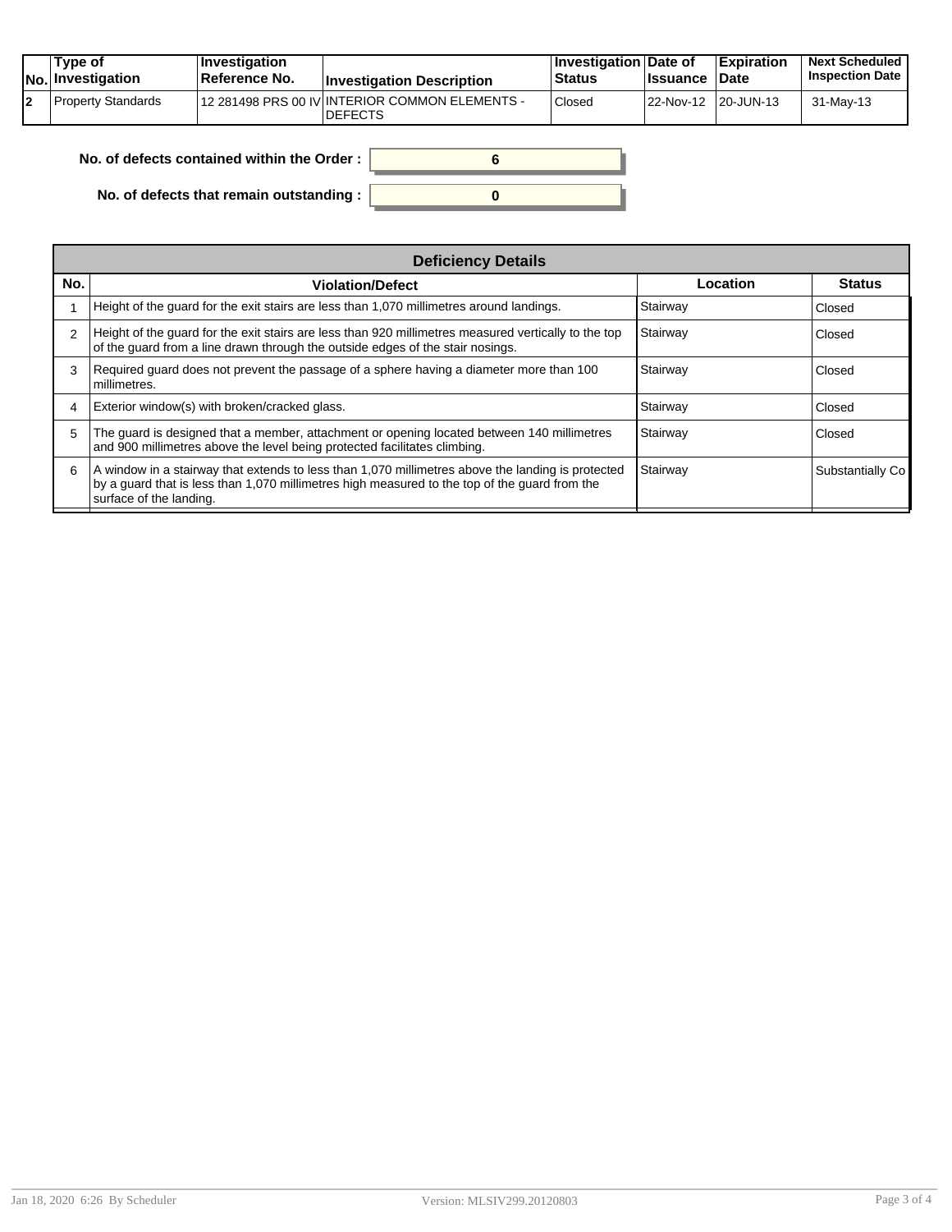| No. | Type of Investigation | Investigation Reference No. | Investigation Description | Investigation Status | Date of Issuance | Expiration Date | Next Scheduled Inspection Date |
|---|---|---|---|---|---|---|---|
| 2 | Property Standards | 12 281498 PRS 00 IV | INTERIOR COMMON ELEMENTS - DEFECTS | Closed | 22-Nov-12 | 20-JUN-13 | 31-May-13 |

**No. of defects contained within the Order :** 6

**No. of defects that remain outstanding :** 0

**Deficiency Details**

| No. | Violation/Defect | Location | Status |
|---|---|---|---|
| 1 | Height of the guard for the exit stairs are less than 1,070 millimetres around landings. | Stairway | Closed |
| 2 | Height of the guard for the exit stairs are less than 920 millimetres measured vertically to the top of the guard from a line drawn through the outside edges of the stair nosings. | Stairway | Closed |
| 3 | Required guard does not prevent the passage of a sphere having a diameter more than 100 millimetres. | Stairway | Closed |
| 4 | Exterior window(s) with broken/cracked glass. | Stairway | Closed |
| 5 | The guard is designed that a member, attachment or opening located between 140 millimetres and 900 millimetres above the level being protected facilitates climbing. | Stairway | Closed |
| 6 | A window in a stairway that extends to less than 1,070 millimetres above the landing is protected by a guard that is less than 1,070 millimetres high measured to the top of the guard from the surface of the landing. | Stairway | Substantially Co |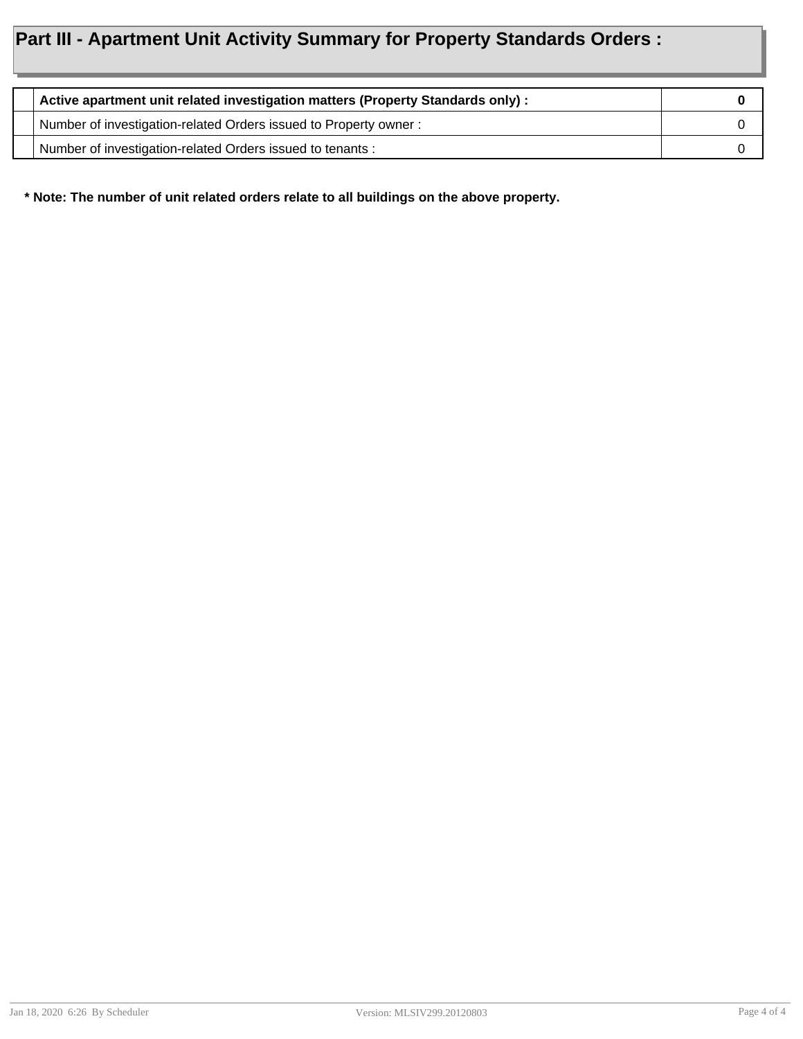## Part III - Apartment Unit Activity Summary for Property Standards Orders :

| | | |
|---|---|---|
| | **Active apartment unit related investigation matters (Property Standards only) :** | **0** |
| | Number of investigation-related Orders issued to Property owner : | 0 |
| | Number of investigation-related Orders issued to tenants : | 0 |

**\* Note: The number of unit related orders relate to all buildings on the above property.**

Jan 18, 2020 6:26 By Scheduler Version: MLSIV299.20120803